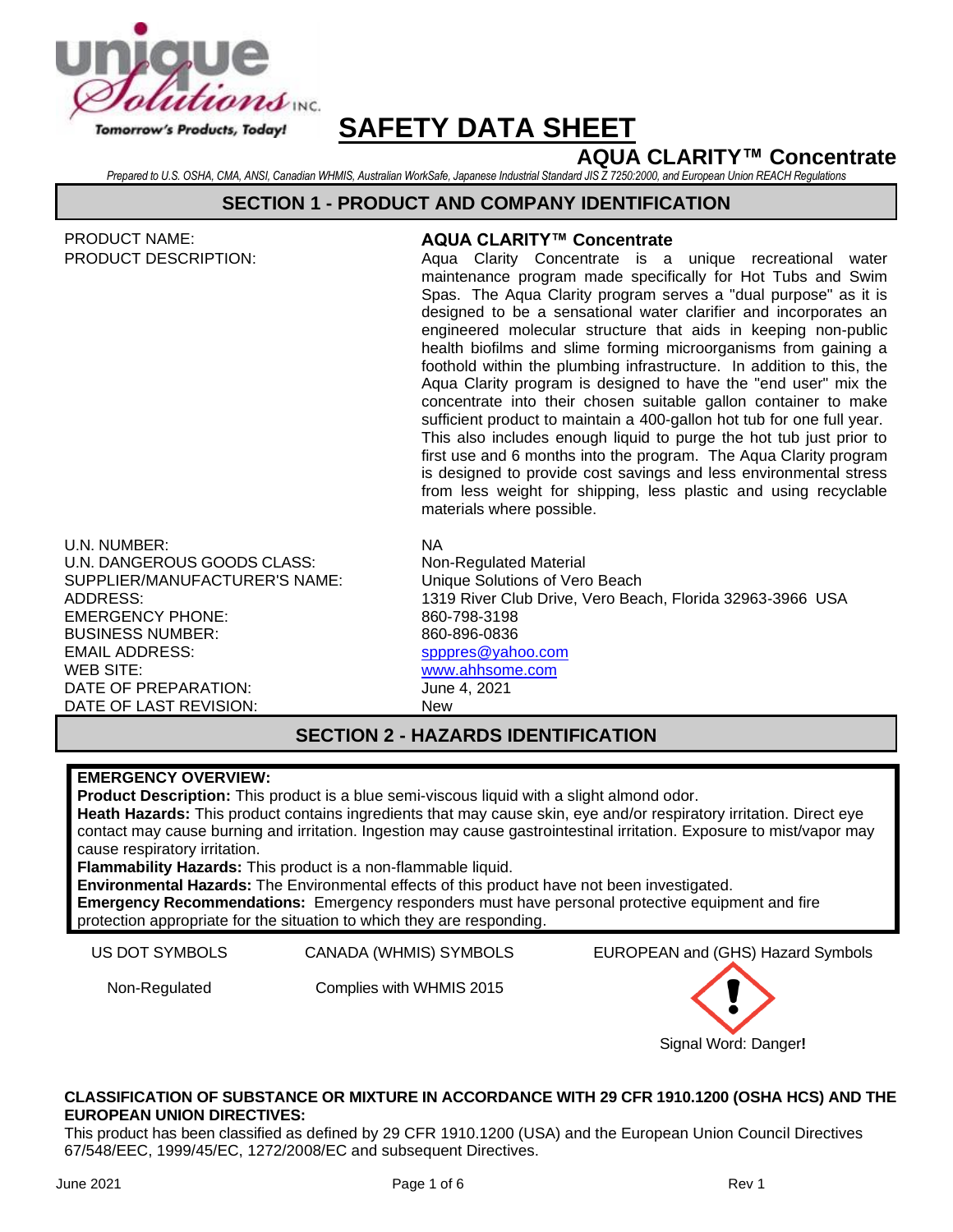unique Solutions INC.

Tomorrow's Products, Today!

# SAFETY DATA SHEET

## AQUA CLARITY™ Concentrate

*Prepared to U.S. OSHA, CMA, ANSI, Canadian WHMIS, Australian WorkSafe, Japanese Industrial Standard JIS Z 7250:2000, and European Union REACH Regulations*

## SECTION 1 - PRODUCT AND COMPANY IDENTIFICATION

| | |
|---|---|
| PRODUCT NAME: | **AQUA CLARITY™ Concentrate** |
| PRODUCT DESCRIPTION: | Aqua Clarity Concentrate is a unique recreational water maintenance program made specifically for Hot Tubs and Swim Spas. The Aqua Clarity program serves a "dual purpose" as it is designed to be a sensational water clarifier and incorporates an engineered molecular structure that aids in keeping non-public health biofilms and slime forming microorganisms from gaining a foothold within the plumbing infrastructure. In addition to this, the Aqua Clarity program is designed to have the "end user" mix the concentrate into their chosen suitable gallon container to make sufficient product to maintain a 400-gallon hot tub for one full year. This also includes enough liquid to purge the hot tub just prior to first use and 6 months into the program. The Aqua Clarity program is designed to provide cost savings and less environmental stress from less weight for shipping, less plastic and using recyclable materials where possible. |
| U.N. NUMBER: | NA |
| U.N. DANGEROUS GOODS CLASS: | Non-Regulated Material |
| SUPPLIER/MANUFACTURER'S NAME: | Unique Solutions of Vero Beach |
| ADDRESS: | 1319 River Club Drive, Vero Beach, Florida 32963-3966 USA |
| EMERGENCY PHONE: | 860-798-3198 |
| BUSINESS NUMBER: | 860-896-0836 |
| EMAIL ADDRESS: | spppres@yahoo.com |
| WEB SITE: | www.ahhsome.com |
| DATE OF PREPARATION: | June 4, 2021 |
| DATE OF LAST REVISION: | New |

## SECTION 2 - HAZARDS IDENTIFICATION

**EMERGENCY OVERVIEW:**

**Product Description:** This product is a blue semi-viscous liquid with a slight almond odor.

**Heath Hazards:** This product contains ingredients that may cause skin, eye and/or respiratory irritation. Direct eye contact may cause burning and irritation. Ingestion may cause gastrointestinal irritation. Exposure to mist/vapor may cause respiratory irritation.

**Flammability Hazards:** This product is a non-flammable liquid.

**Environmental Hazards:** The Environmental effects of this product have not been investigated.

**Emergency Recommendations:** Emergency responders must have personal protective equipment and fire protection appropriate for the situation to which they are responding.

| US DOT SYMBOLS | CANADA (WHMIS) SYMBOLS | EUROPEAN and (GHS) Hazard Symbols |
|---|---|---|
| Non-Regulated | Complies with WHMIS 2015 | Signal Word: Danger**!** |

**CLASSIFICATION OF SUBSTANCE OR MIXTURE IN ACCORDANCE WITH 29 CFR 1910.1200 (OSHA HCS) AND THE EUROPEAN UNION DIRECTIVES:**

This product has been classified as defined by 29 CFR 1910.1200 (USA) and the European Union Council Directives 67/548/EEC, 1999/45/EC, 1272/2008/EC and subsequent Directives.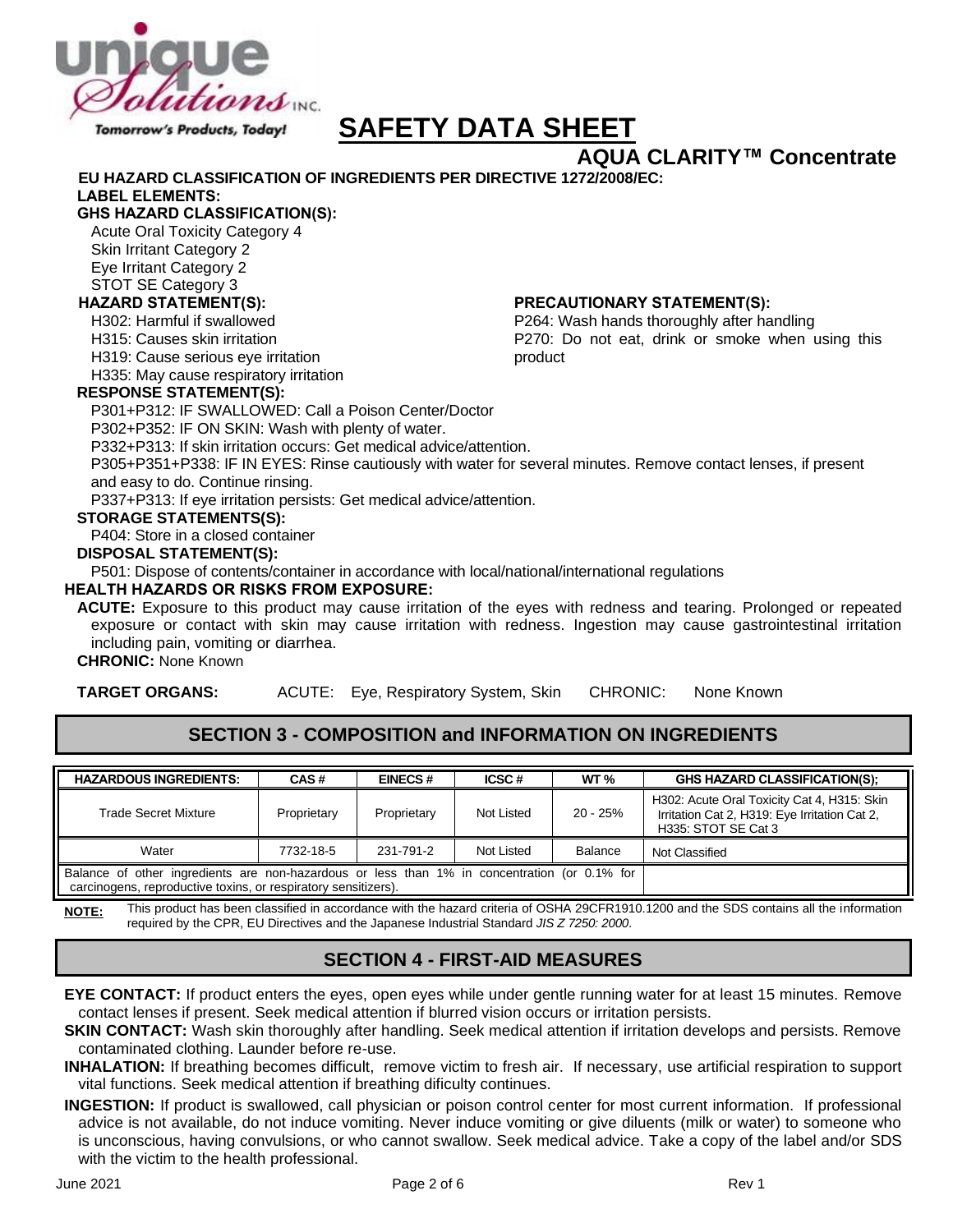# SAFETY DATA SHEET

## AQUA CLARITY™ Concentrate

**EU HAZARD CLASSIFICATION OF INGREDIENTS PER DIRECTIVE 1272/2008/EC:**

**LABEL ELEMENTS:**

**GHS HAZARD CLASSIFICATION(S):**

Acute Oral Toxicity Category 4
Skin Irritant Category 2
Eye Irritant Category 2
STOT SE Category 3

**HAZARD STATEMENT(S):**

H302: Harmful if swallowed
H315: Causes skin irritation
H319: Cause serious eye irritation
H335: May cause respiratory irritation

**PRECAUTIONARY STATEMENT(S):**

P264: Wash hands thoroughly after handling
P270: Do not eat, drink or smoke when using this product

**RESPONSE STATEMENT(S):**

P301+P312: IF SWALLOWED: Call a Poison Center/Doctor
P302+P352: IF ON SKIN: Wash with plenty of water.
P332+P313: If skin irritation occurs: Get medical advice/attention.
P305+P351+P338: IF IN EYES: Rinse cautiously with water for several minutes. Remove contact lenses, if present and easy to do. Continue rinsing.
P337+P313: If eye irritation persists: Get medical advice/attention.

**STORAGE STATEMENTS(S):**

P404: Store in a closed container

**DISPOSAL STATEMENT(S):**

P501: Dispose of contents/container in accordance with local/national/international regulations

**HEALTH HAZARDS OR RISKS FROM EXPOSURE:**

**ACUTE:** Exposure to this product may cause irritation of the eyes with redness and tearing. Prolonged or repeated exposure or contact with skin may cause irritation with redness. Ingestion may cause gastrointestinal irritation including pain, vomiting or diarrhea.

**CHRONIC:** None Known

**TARGET ORGANS:** ACUTE: Eye, Respiratory System, Skin CHRONIC: None Known

## SECTION 3 - COMPOSITION and INFORMATION ON INGREDIENTS

| HAZARDOUS INGREDIENTS: | CAS # | EINECS # | ICSC # | WT % | GHS HAZARD CLASSIFICATION(S); |
|---|---|---|---|---|---|
| Trade Secret Mixture | Proprietary | Proprietary | Not Listed | 20 - 25% | H302: Acute Oral Toxicity Cat 4, H315: Skin Irritation Cat 2, H319: Eye Irritation Cat 2, H335: STOT SE Cat 3 |
| Water | 7732-18-5 | 231-791-2 | Not Listed | Balance | Not Classified |
| Balance of other ingredients are non-hazardous or less than 1% in concentration (or 0.1% for carcinogens, reproductive toxins, or respiratory sensitizers). | | | | | |

**NOTE:** This product has been classified in accordance with the hazard criteria of OSHA 29CFR1910.1200 and the SDS contains all the information required by the CPR, EU Directives and the Japanese Industrial Standard *JIS Z 7250: 2000*.

## SECTION 4 - FIRST-AID MEASURES

**EYE CONTACT:** If product enters the eyes, open eyes while under gentle running water for at least 15 minutes. Remove contact lenses if present. Seek medical attention if blurred vision occurs or irritation persists.

**SKIN CONTACT:** Wash skin thoroughly after handling. Seek medical attention if irritation develops and persists. Remove contaminated clothing. Launder before re-use.

**INHALATION:** If breathing becomes difficult, remove victim to fresh air. If necessary, use artificial respiration to support vital functions. Seek medical attention if breathing dificulty continues.

**INGESTION:** If product is swallowed, call physician or poison control center for most current information. If professional advice is not available, do not induce vomiting. Never induce vomiting or give diluents (milk or water) to someone who is unconscious, having convulsions, or who cannot swallow. Seek medical advice. Take a copy of the label and/or SDS with the victim to the health professional.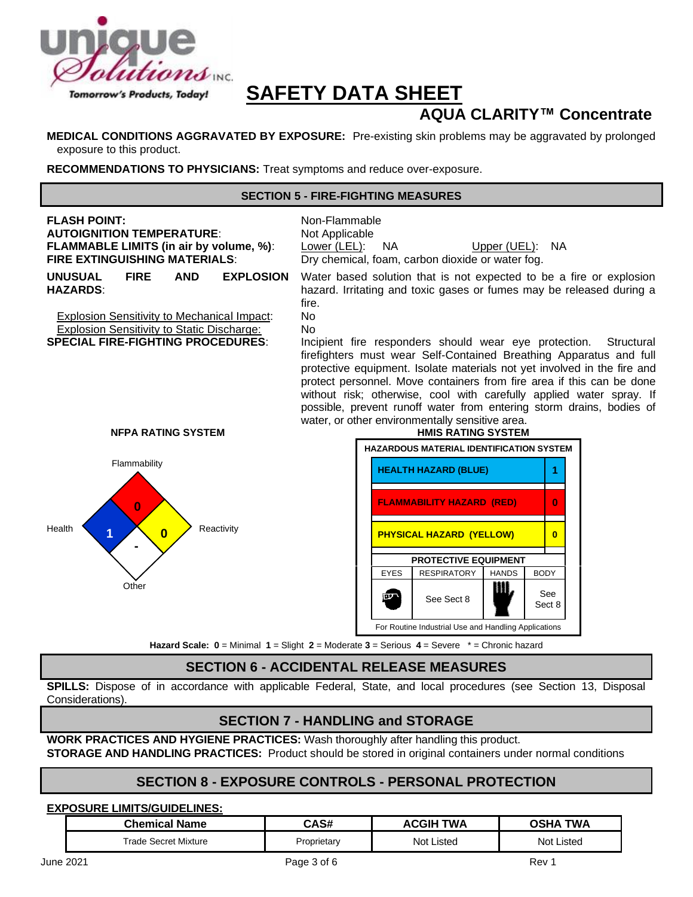# SAFETY DATA SHEET

## AQUA CLARITY™ Concentrate

**MEDICAL CONDITIONS AGGRAVATED BY EXPOSURE:** Pre-existing skin problems may be aggravated by prolonged exposure to this product.

**RECOMMENDATIONS TO PHYSICIANS:** Treat symptoms and reduce over-exposure.

## SECTION 5 - FIRE-FIGHTING MEASURES

**FLASH POINT:** Non-Flammable

**AUTOIGNITION TEMPERATURE:** Not Applicable

**FLAMMABLE LIMITS (in air by volume, %):** Lower (LEL): NA Upper (UEL): NA

**FIRE EXTINGUISHING MATERIALS:** Dry chemical, foam, carbon dioxide or water fog.

**UNUSUAL FIRE AND EXPLOSION HAZARDS:** Water based solution that is not expected to be a fire or explosion hazard. Irritating and toxic gases or fumes may be released during a fire.

Explosion Sensitivity to Mechanical Impact: No

Explosion Sensitivity to Static Discharge: No

**SPECIAL FIRE-FIGHTING PROCEDURES:** Incipient fire responders should wear eye protection. Structural firefighters must wear Self-Contained Breathing Apparatus and full protective equipment. Isolate materials not yet involved in the fire and protect personnel. Move containers from fire area if this can be done without risk; otherwise, cool with carefully applied water spray. If possible, prevent runoff water from entering storm drains, bodies of water, or other environmentally sensitive area.

**NFPA RATING SYSTEM**

| Health | Flammability | Reactivity | Other |
|---|---|---|---|
| 1 | 0 | 0 | - |

**HMIS RATING SYSTEM**

**HAZARDOUS MATERIAL IDENTIFICATION SYSTEM**

| Hazard | Rating |
|---|---|
| HEALTH HAZARD (BLUE) | 1 |
| FLAMMABILITY HAZARD (RED) | 0 |
| PHYSICAL HAZARD (YELLOW) | 0 |

**PROTECTIVE EQUIPMENT**

| EYES | RESPIRATORY | HANDS | BODY |
|---|---|---|---|
| | See Sect 8 | | See Sect 8 |

For Routine Industrial Use and Handling Applications

**Hazard Scale: 0** = Minimal **1** = Slight **2** = Moderate **3** = Serious **4** = Severe * = Chronic hazard

## SECTION 6 - ACCIDENTAL RELEASE MEASURES

**SPILLS:** Dispose of in accordance with applicable Federal, State, and local procedures (see Section 13, Disposal Considerations).

## SECTION 7 - HANDLING and STORAGE

**WORK PRACTICES AND HYGIENE PRACTICES:** Wash thoroughly after handling this product.

**STORAGE AND HANDLING PRACTICES:** Product should be stored in original containers under normal conditions

## SECTION 8 - EXPOSURE CONTROLS - PERSONAL PROTECTION

**EXPOSURE LIMITS/GUIDELINES:**

| Chemical Name | CAS# | ACGIH TWA | OSHA TWA |
|---|---|---|---|
| Trade Secret Mixture | Proprietary | Not Listed | Not Listed |

June 2021 Rev 1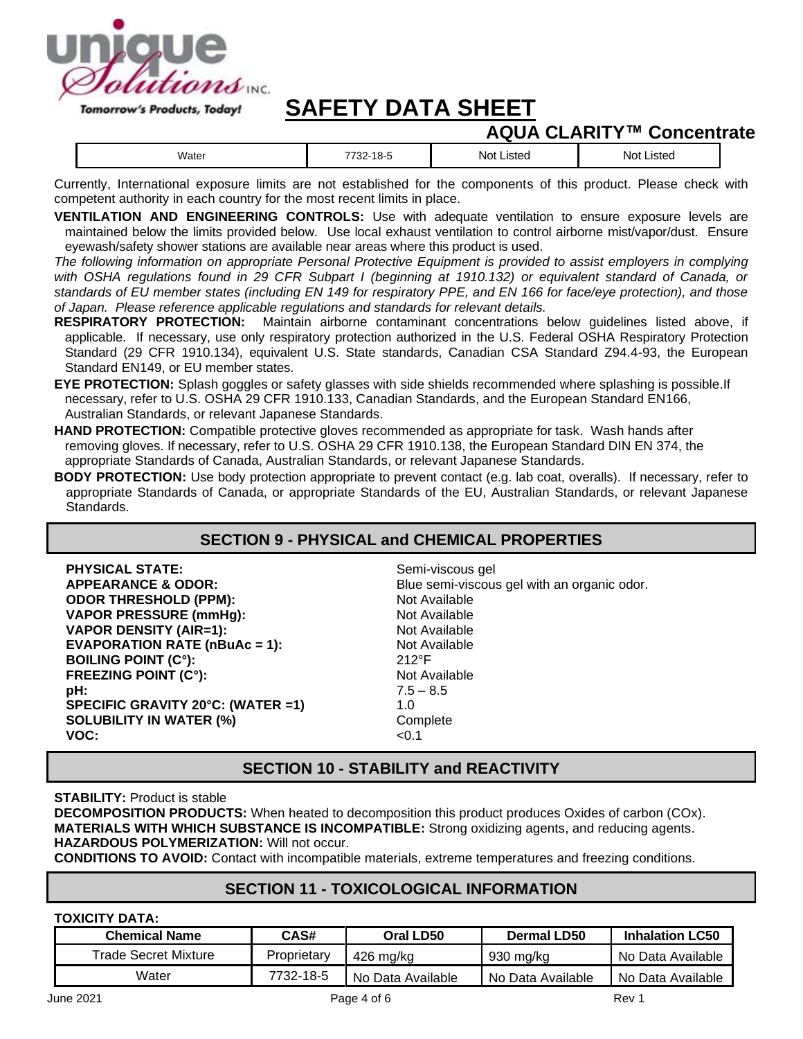| Water | 7732-18-5 | Not Listed | Not Listed |
|---|---|---|---|

Currently, International exposure limits are not established for the components of this product. Please check with competent authority in each country for the most recent limits in place.

**VENTILATION AND ENGINEERING CONTROLS:** Use with adequate ventilation to ensure exposure levels are maintained below the limits provided below. Use local exhaust ventilation to control airborne mist/vapor/dust. Ensure eyewash/safety shower stations are available near areas where this product is used.

*The following information on appropriate Personal Protective Equipment is provided to assist employers in complying with OSHA regulations found in 29 CFR Subpart I (beginning at 1910.132) or equivalent standard of Canada, or standards of EU member states (including EN 149 for respiratory PPE, and EN 166 for face/eye protection), and those of Japan. Please reference applicable regulations and standards for relevant details.*

**RESPIRATORY PROTECTION:** Maintain airborne contaminant concentrations below guidelines listed above, if applicable. If necessary, use only respiratory protection authorized in the U.S. Federal OSHA Respiratory Protection Standard (29 CFR 1910.134), equivalent U.S. State standards, Canadian CSA Standard Z94.4-93, the European Standard EN149, or EU member states.

**EYE PROTECTION:** Splash goggles or safety glasses with side shields recommended where splashing is possible.If necessary, refer to U.S. OSHA 29 CFR 1910.133, Canadian Standards, and the European Standard EN166, Australian Standards, or relevant Japanese Standards.

**HAND PROTECTION:** Compatible protective gloves recommended as appropriate for task. Wash hands after removing gloves. If necessary, refer to U.S. OSHA 29 CFR 1910.138, the European Standard DIN EN 374, the appropriate Standards of Canada, Australian Standards, or relevant Japanese Standards.

**BODY PROTECTION:** Use body protection appropriate to prevent contact (e.g. lab coat, overalls). If necessary, refer to appropriate Standards of Canada, or appropriate Standards of the EU, Australian Standards, or relevant Japanese Standards.

## SECTION 9 - PHYSICAL and CHEMICAL PROPERTIES

| | |
|---|---|
| **PHYSICAL STATE:** | Semi-viscous gel |
| **APPEARANCE & ODOR:** | Blue semi-viscous gel with an organic odor. |
| **ODOR THRESHOLD (PPM):** | Not Available |
| **VAPOR PRESSURE (mmHg):** | Not Available |
| **VAPOR DENSITY (AIR=1):** | Not Available |
| **EVAPORATION RATE (nBuAc = 1):** | Not Available |
| **BOILING POINT (C°):** | 212°F |
| **FREEZING POINT (C°):** | Not Available |
| **pH:** | 7.5 – 8.5 |
| **SPECIFIC GRAVITY 20°C: (WATER =1)** | 1.0 |
| **SOLUBILITY IN WATER (%)** | Complete |
| **VOC:** | <0.1 |

## SECTION 10 - STABILITY and REACTIVITY

**STABILITY:** Product is stable

**DECOMPOSITION PRODUCTS:** When heated to decomposition this product produces Oxides of carbon (COx).

**MATERIALS WITH WHICH SUBSTANCE IS INCOMPATIBLE:** Strong oxidizing agents, and reducing agents.

**HAZARDOUS POLYMERIZATION:** Will not occur.

**CONDITIONS TO AVOID:** Contact with incompatible materials, extreme temperatures and freezing conditions.

## SECTION 11 - TOXICOLOGICAL INFORMATION

**TOXICITY DATA:**

| Chemical Name | CAS# | Oral LD50 | Dermal LD50 | Inhalation LC50 |
|---|---|---|---|---|
| Trade Secret Mixture | Proprietary | 426 mg/kg | 930 mg/kg | No Data Available |
| Water | 7732-18-5 | No Data Available | No Data Available | No Data Available |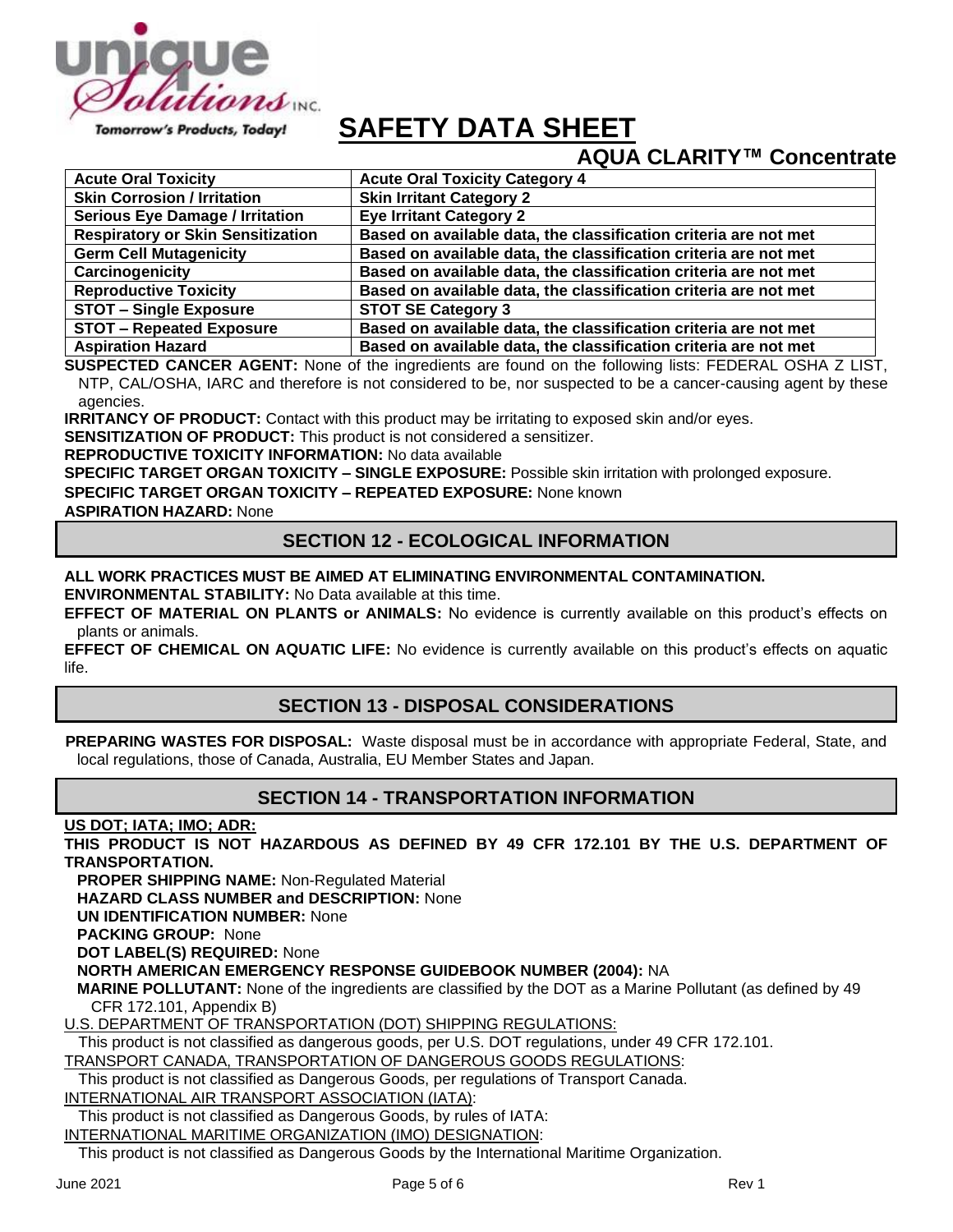| Acute Oral Toxicity | Acute Oral Toxicity Category 4 |
|---|---|
| Skin Corrosion / Irritation | Skin Irritant Category 2 |
| Serious Eye Damage / Irritation | Eye Irritant Category 2 |
| Respiratory or Skin Sensitization | Based on available data, the classification criteria are not met |
| Germ Cell Mutagenicity | Based on available data, the classification criteria are not met |
| Carcinogenicity | Based on available data, the classification criteria are not met |
| Reproductive Toxicity | Based on available data, the classification criteria are not met |
| STOT – Single Exposure | STOT SE Category 3 |
| STOT – Repeated Exposure | Based on available data, the classification criteria are not met |
| Aspiration Hazard | Based on available data, the classification criteria are not met |

**SUSPECTED CANCER AGENT:** None of the ingredients are found on the following lists: FEDERAL OSHA Z LIST, NTP, CAL/OSHA, IARC and therefore is not considered to be, nor suspected to be a cancer-causing agent by these agencies.

**IRRITANCY OF PRODUCT:** Contact with this product may be irritating to exposed skin and/or eyes.

**SENSITIZATION OF PRODUCT:** This product is not considered a sensitizer.

**REPRODUCTIVE TOXICITY INFORMATION:** No data available

**SPECIFIC TARGET ORGAN TOXICITY – SINGLE EXPOSURE:** Possible skin irritation with prolonged exposure.

**SPECIFIC TARGET ORGAN TOXICITY – REPEATED EXPOSURE:** None known

**ASPIRATION HAZARD:** None

## SECTION 12 - ECOLOGICAL INFORMATION

**ALL WORK PRACTICES MUST BE AIMED AT ELIMINATING ENVIRONMENTAL CONTAMINATION.**

**ENVIRONMENTAL STABILITY:** No Data available at this time.

**EFFECT OF MATERIAL ON PLANTS or ANIMALS:** No evidence is currently available on this product's effects on plants or animals.

**EFFECT OF CHEMICAL ON AQUATIC LIFE:** No evidence is currently available on this product's effects on aquatic life.

## SECTION 13 - DISPOSAL CONSIDERATIONS

**PREPARING WASTES FOR DISPOSAL:** Waste disposal must be in accordance with appropriate Federal, State, and local regulations, those of Canada, Australia, EU Member States and Japan.

## SECTION 14 - TRANSPORTATION INFORMATION

**US DOT; IATA; IMO; ADR:**

**THIS PRODUCT IS NOT HAZARDOUS AS DEFINED BY 49 CFR 172.101 BY THE U.S. DEPARTMENT OF TRANSPORTATION.**

**PROPER SHIPPING NAME:** Non-Regulated Material

**HAZARD CLASS NUMBER and DESCRIPTION:** None

**UN IDENTIFICATION NUMBER:** None

**PACKING GROUP:** None

**DOT LABEL(S) REQUIRED:** None

**NORTH AMERICAN EMERGENCY RESPONSE GUIDEBOOK NUMBER (2004):** NA

**MARINE POLLUTANT:** None of the ingredients are classified by the DOT as a Marine Pollutant (as defined by 49 CFR 172.101, Appendix B)

U.S. DEPARTMENT OF TRANSPORTATION (DOT) SHIPPING REGULATIONS:

This product is not classified as dangerous goods, per U.S. DOT regulations, under 49 CFR 172.101.

TRANSPORT CANADA, TRANSPORTATION OF DANGEROUS GOODS REGULATIONS:

This product is not classified as Dangerous Goods, per regulations of Transport Canada.

INTERNATIONAL AIR TRANSPORT ASSOCIATION (IATA):

This product is not classified as Dangerous Goods, by rules of IATA:

INTERNATIONAL MARITIME ORGANIZATION (IMO) DESIGNATION:

This product is not classified as Dangerous Goods by the International Maritime Organization.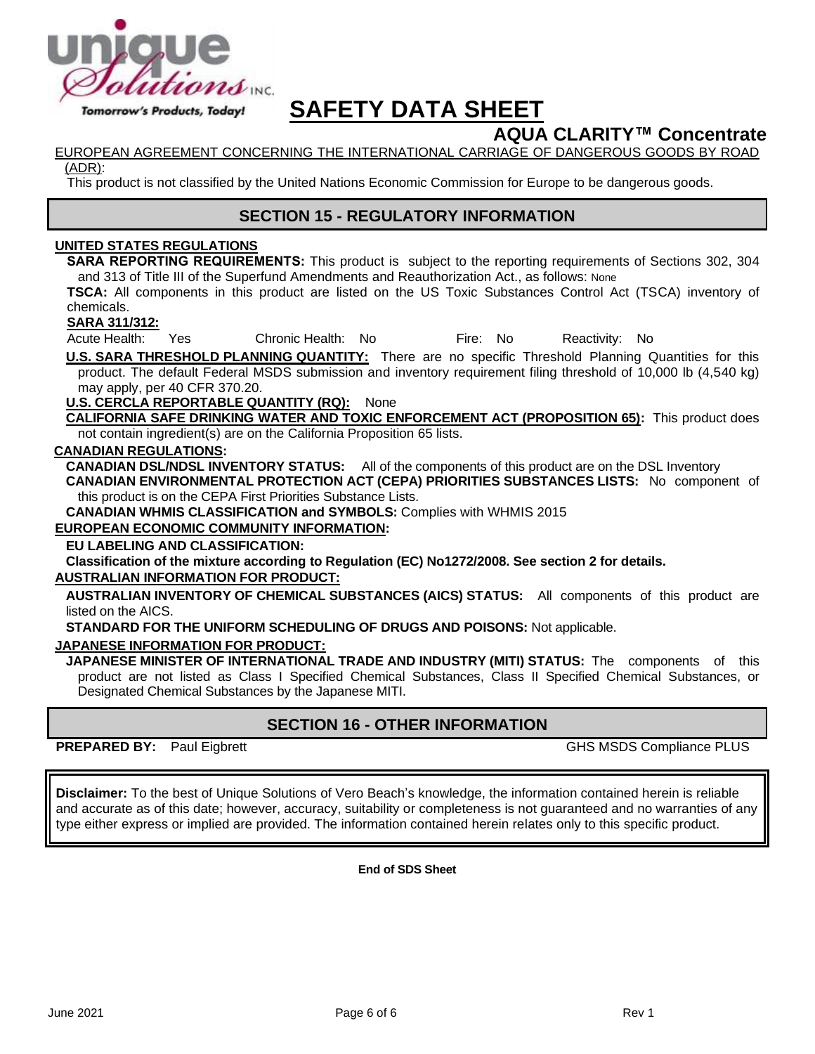EUROPEAN AGREEMENT CONCERNING THE INTERNATIONAL CARRIAGE OF DANGEROUS GOODS BY ROAD (ADR):

This product is not classified by the United Nations Economic Commission for Europe to be dangerous goods.

## SECTION 15 - REGULATORY INFORMATION

**UNITED STATES REGULATIONS**

**SARA REPORTING REQUIREMENTS:** This product is subject to the reporting requirements of Sections 302, 304 and 313 of Title III of the Superfund Amendments and Reauthorization Act., as follows: None

**TSCA:** All components in this product are listed on the US Toxic Substances Control Act (TSCA) inventory of chemicals.

**SARA 311/312:**

Acute Health: Yes Chronic Health: No Fire: No Reactivity: No

**U.S. SARA THRESHOLD PLANNING QUANTITY:** There are no specific Threshold Planning Quantities for this product. The default Federal MSDS submission and inventory requirement filing threshold of 10,000 lb (4,540 kg) may apply, per 40 CFR 370.20.

**U.S. CERCLA REPORTABLE QUANTITY (RQ):** None

**CALIFORNIA SAFE DRINKING WATER AND TOXIC ENFORCEMENT ACT (PROPOSITION 65):** This product does not contain ingredient(s) are on the California Proposition 65 lists.

**CANADIAN REGULATIONS:**

**CANADIAN DSL/NDSL INVENTORY STATUS:** All of the components of this product are on the DSL Inventory

**CANADIAN ENVIRONMENTAL PROTECTION ACT (CEPA) PRIORITIES SUBSTANCES LISTS:** No component of this product is on the CEPA First Priorities Substance Lists.

**CANADIAN WHMIS CLASSIFICATION and SYMBOLS:** Complies with WHMIS 2015

**EUROPEAN ECONOMIC COMMUNITY INFORMATION:**

**EU LABELING AND CLASSIFICATION:**

**Classification of the mixture according to Regulation (EC) No1272/2008. See section 2 for details.**

**AUSTRALIAN INFORMATION FOR PRODUCT:**

**AUSTRALIAN INVENTORY OF CHEMICAL SUBSTANCES (AICS) STATUS:** All components of this product are listed on the AICS.

**STANDARD FOR THE UNIFORM SCHEDULING OF DRUGS AND POISONS:** Not applicable.

**JAPANESE INFORMATION FOR PRODUCT:**

**JAPANESE MINISTER OF INTERNATIONAL TRADE AND INDUSTRY (MITI) STATUS:** The components of this product are not listed as Class I Specified Chemical Substances, Class II Specified Chemical Substances, or Designated Chemical Substances by the Japanese MITI.

## SECTION 16 - OTHER INFORMATION

**PREPARED BY:** Paul Eigbrett GHS MSDS Compliance PLUS

**Disclaimer:** To the best of Unique Solutions of Vero Beach's knowledge, the information contained herein is reliable and accurate as of this date; however, accuracy, suitability or completeness is not guaranteed and no warranties of any type either express or implied are provided. The information contained herein relates only to this specific product.

**End of SDS Sheet**